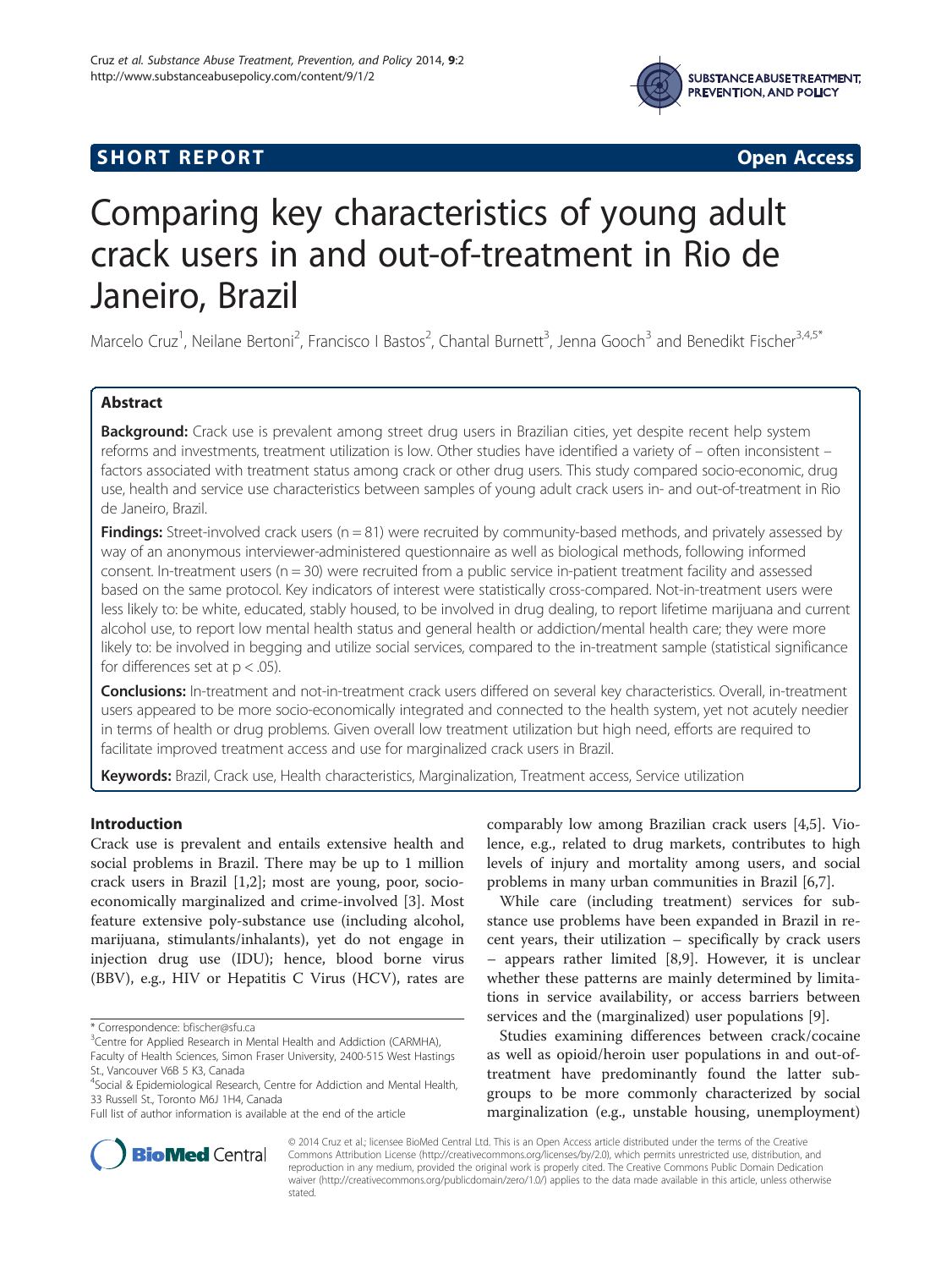**SHORT REPORT** **Open Access**

# Comparing key characteristics of young adult crack users in and out-of-treatment in Rio de Janeiro, Brazil

Marcelo Cruz[1], Neilane Bertoni[2], Francisco I Bastos[2], Chantal Burnett[3], Jenna Gooch[3] and Benedikt Fischer[3,4,5*]

## Abstract

**Background:** Crack use is prevalent among street drug users in Brazilian cities, yet despite recent help system reforms and investments, treatment utilization is low. Other studies have identified a variety of – often inconsistent – factors associated with treatment status among crack or other drug users. This study compared socio-economic, drug use, health and service use characteristics between samples of young adult crack users in- and out-of-treatment in Rio de Janeiro, Brazil.

**Findings:** Street-involved crack users (n = 81) were recruited by community-based methods, and privately assessed by way of an anonymous interviewer-administered questionnaire as well as biological methods, following informed consent. In-treatment users (n = 30) were recruited from a public service in-patient treatment facility and assessed based on the same protocol. Key indicators of interest were statistically cross-compared. Not-in-treatment users were less likely to: be white, educated, stably housed, to be involved in drug dealing, to report lifetime marijuana and current alcohol use, to report low mental health status and general health or addiction/mental health care; they were more likely to: be involved in begging and utilize social services, compared to the in-treatment sample (statistical significance for differences set at $p < .05$).

**Conclusions:** In-treatment and not-in-treatment crack users differed on several key characteristics. Overall, in-treatment users appeared to be more socio-economically integrated and connected to the health system, yet not acutely needier in terms of health or drug problems. Given overall low treatment utilization but high need, efforts are required to facilitate improved treatment access and use for marginalized crack users in Brazil.

**Keywords:** Brazil, Crack use, Health characteristics, Marginalization, Treatment access, Service utilization

## Introduction

Crack use is prevalent and entails extensive health and social problems in Brazil. There may be up to 1 million crack users in Brazil [1,2]; most are young, poor, socio-economically marginalized and crime-involved [3]. Most feature extensive poly-substance use (including alcohol, marijuana, stimulants/inhalants), yet do not engage in injection drug use (IDU); hence, blood borne virus (BBV), e.g., HIV or Hepatitis C Virus (HCV), rates are comparably low among Brazilian crack users [4,5]. Violence, e.g., related to drug markets, contributes to high levels of injury and mortality among users, and social problems in many urban communities in Brazil [6,7].

While care (including treatment) services for substance use problems have been expanded in Brazil in recent years, their utilization – specifically by crack users – appears rather limited [8,9]. However, it is unclear whether these patterns are mainly determined by limitations in service availability, or access barriers between services and the (marginalized) user populations [9].

Studies examining differences between crack/cocaine as well as opioid/heroin user populations in and out-of-treatment have predominantly found the latter subgroups to be more commonly characterized by social marginalization (e.g., unstable housing, unemployment)

* Correspondence: bfischer@sfu.ca
[3]Centre for Applied Research in Mental Health and Addiction (CARMHA), Faculty of Health Sciences, Simon Fraser University, 2400-515 West Hastings St., Vancouver V6B 5 K3, Canada
[4]Social & Epidemiological Research, Centre for Addiction and Mental Health, 33 Russell St., Toronto M6J 1H4, Canada
Full list of author information is available at the end of the article

© 2014 Cruz et al.; licensee BioMed Central Ltd. This is an Open Access article distributed under the terms of the Creative Commons Attribution License (http://creativecommons.org/licenses/by/2.0), which permits unrestricted use, distribution, and reproduction in any medium, provided the original work is properly cited. The Creative Commons Public Domain Dedication waiver (http://creativecommons.org/publicdomain/zero/1.0/) applies to the data made available in this article, unless otherwise stated.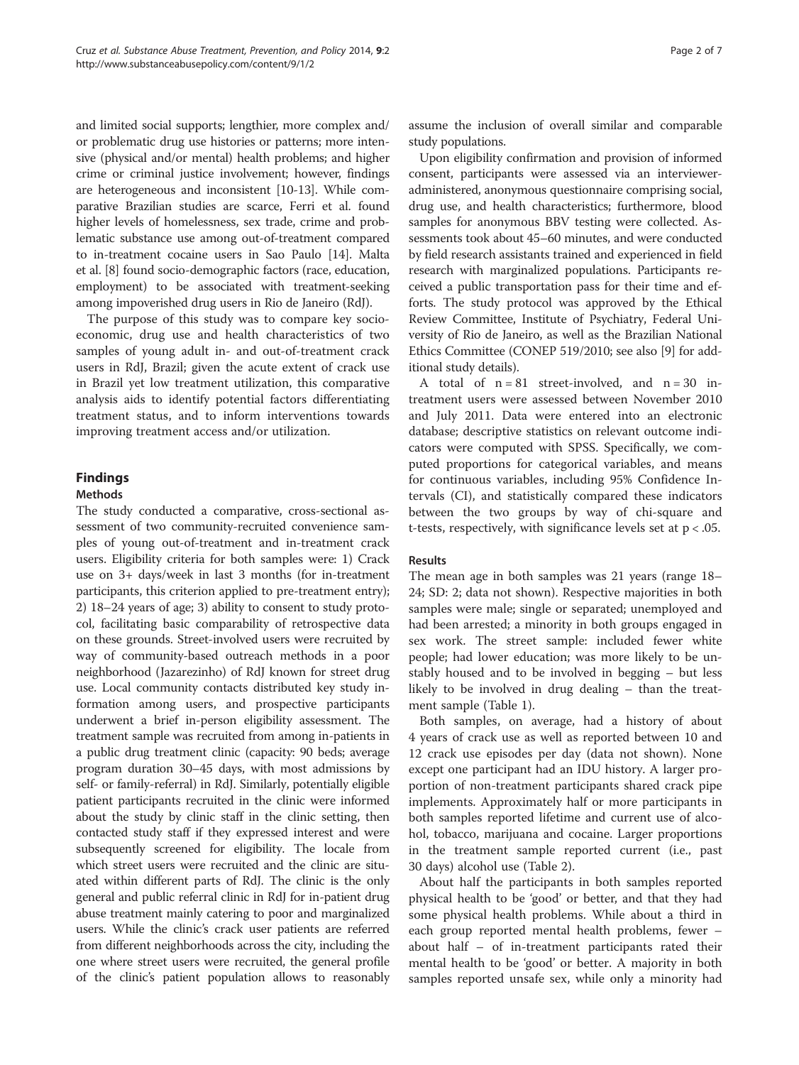and limited social supports; lengthier, more complex and/or problematic drug use histories or patterns; more intensive (physical and/or mental) health problems; and higher crime or criminal justice involvement; however, findings are heterogeneous and inconsistent [10-13]. While comparative Brazilian studies are scarce, Ferri et al. found higher levels of homelessness, sex trade, crime and problematic substance use among out-of-treatment compared to in-treatment cocaine users in Sao Paulo [14]. Malta et al. [8] found socio-demographic factors (race, education, employment) to be associated with treatment-seeking among impoverished drug users in Rio de Janeiro (RdJ).

The purpose of this study was to compare key socio-economic, drug use and health characteristics of two samples of young adult in- and out-of-treatment crack users in RdJ, Brazil; given the acute extent of crack use in Brazil yet low treatment utilization, this comparative analysis aids to identify potential factors differentiating treatment status, and to inform interventions towards improving treatment access and/or utilization.

## Findings

### Methods

The study conducted a comparative, cross-sectional assessment of two community-recruited convenience samples of young out-of-treatment and in-treatment crack users. Eligibility criteria for both samples were: 1) Crack use on 3+ days/week in last 3 months (for in-treatment participants, this criterion applied to pre-treatment entry); 2) 18–24 years of age; 3) ability to consent to study protocol, facilitating basic comparability of retrospective data on these grounds. Street-involved users were recruited by way of community-based outreach methods in a poor neighborhood (Jazarezinho) of RdJ known for street drug use. Local community contacts distributed key study information among users, and prospective participants underwent a brief in-person eligibility assessment. The treatment sample was recruited from among in-patients in a public drug treatment clinic (capacity: 90 beds; average program duration 30–45 days, with most admissions by self- or family-referral) in RdJ. Similarly, potentially eligible patient participants recruited in the clinic were informed about the study by clinic staff in the clinic setting, then contacted study staff if they expressed interest and were subsequently screened for eligibility. The locale from which street users were recruited and the clinic are situated within different parts of RdJ. The clinic is the only general and public referral clinic in RdJ for in-patient drug abuse treatment mainly catering to poor and marginalized users. While the clinic's crack user patients are referred from different neighborhoods across the city, including the one where street users were recruited, the general profile of the clinic's patient population allows to reasonably assume the inclusion of overall similar and comparable study populations.

Upon eligibility confirmation and provision of informed consent, participants were assessed via an interviewer-administered, anonymous questionnaire comprising social, drug use, and health characteristics; furthermore, blood samples for anonymous BBV testing were collected. Assessments took about 45–60 minutes, and were conducted by field research assistants trained and experienced in field research with marginalized populations. Participants received a public transportation pass for their time and efforts. The study protocol was approved by the Ethical Review Committee, Institute of Psychiatry, Federal University of Rio de Janeiro, as well as the Brazilian National Ethics Committee (CONEP 519/2010; see also [9] for additional study details).

A total of $n = 81$ street-involved, and $n = 30$ in-treatment users were assessed between November 2010 and July 2011. Data were entered into an electronic database; descriptive statistics on relevant outcome indicators were computed with SPSS. Specifically, we computed proportions for categorical variables, and means for continuous variables, including 95% Confidence Intervals (CI), and statistically compared these indicators between the two groups by way of chi-square and t-tests, respectively, with significance levels set at $p < .05$.

### Results

The mean age in both samples was 21 years (range 18–24; SD: 2; data not shown). Respective majorities in both samples were male; single or separated; unemployed and had been arrested; a minority in both groups engaged in sex work. The street sample: included fewer white people; had lower education; was more likely to be unstably housed and to be involved in begging – but less likely to be involved in drug dealing – than the treatment sample (Table 1).

Both samples, on average, had a history of about 4 years of crack use as well as reported between 10 and 12 crack use episodes per day (data not shown). None except one participant had an IDU history. A larger proportion of non-treatment participants shared crack pipe implements. Approximately half or more participants in both samples reported lifetime and current use of alcohol, tobacco, marijuana and cocaine. Larger proportions in the treatment sample reported current (i.e., past 30 days) alcohol use (Table 2).

About half the participants in both samples reported physical health to be 'good' or better, and that they had some physical health problems. While about a third in each group reported mental health problems, fewer – about half – of in-treatment participants rated their mental health to be 'good' or better. A majority in both samples reported unsafe sex, while only a minority had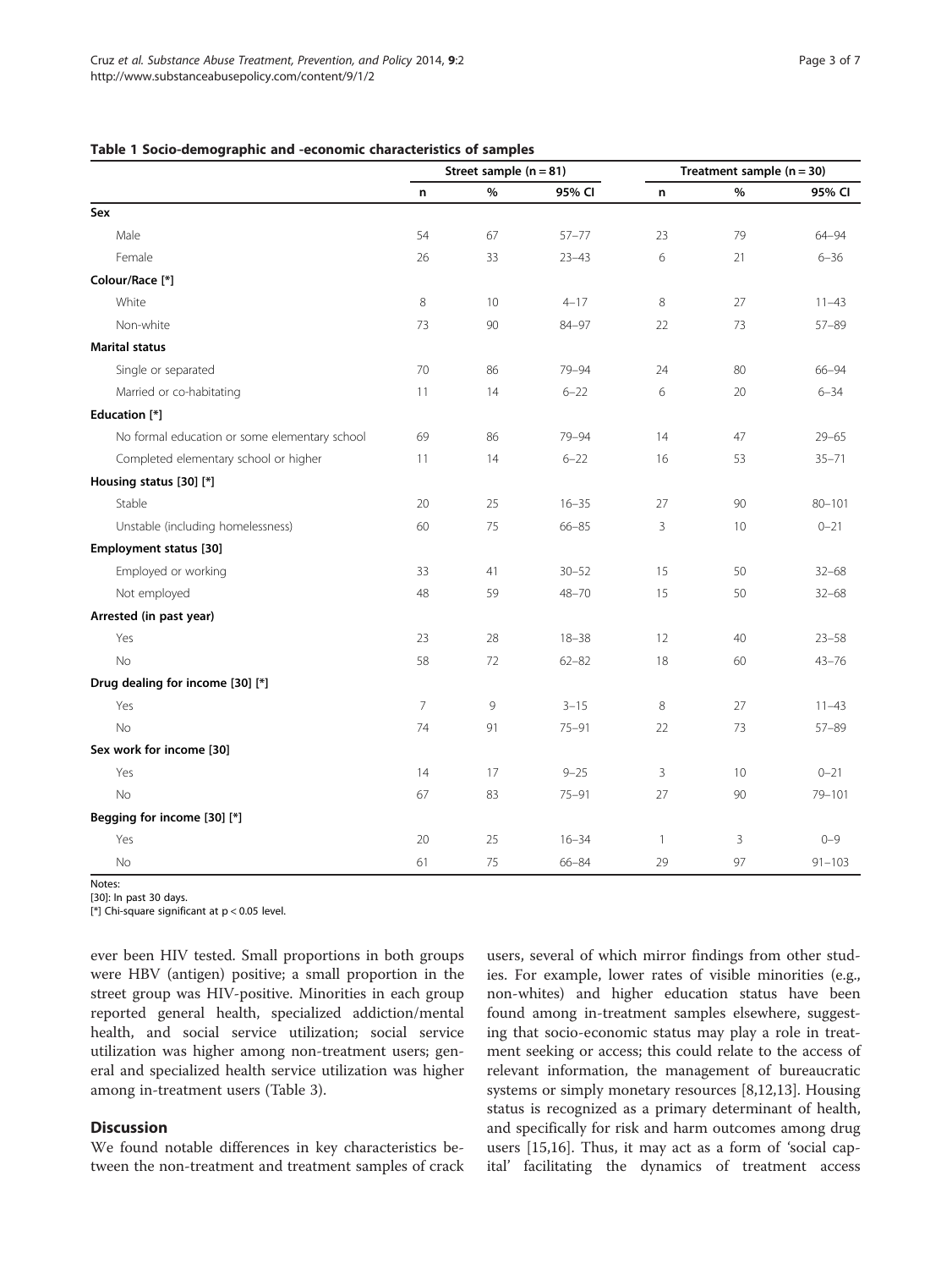**Table 1 Socio-demographic and -economic characteristics of samples**

| | Street sample (n = 81) | | | Treatment sample (n = 30) | | |
|---|---|---|---|---|---|---|
| | n | % | 95% CI | n | % | 95% CI |
| **Sex** | | | | | | |
| Male | 54 | 67 | 57–77 | 23 | 79 | 64–94 |
| Female | 26 | 33 | 23–43 | 6 | 21 | 6–36 |
| **Colour/Race [*]** | | | | | | |
| White | 8 | 10 | 4–17 | 8 | 27 | 11–43 |
| Non-white | 73 | 90 | 84–97 | 22 | 73 | 57–89 |
| **Marital status** | | | | | | |
| Single or separated | 70 | 86 | 79–94 | 24 | 80 | 66–94 |
| Married or co-habitating | 11 | 14 | 6–22 | 6 | 20 | 6–34 |
| **Education [*]** | | | | | | |
| No formal education or some elementary school | 69 | 86 | 79–94 | 14 | 47 | 29–65 |
| Completed elementary school or higher | 11 | 14 | 6–22 | 16 | 53 | 35–71 |
| **Housing status [30] [*]** | | | | | | |
| Stable | 20 | 25 | 16–35 | 27 | 90 | 80–101 |
| Unstable (including homelessness) | 60 | 75 | 66–85 | 3 | 10 | 0–21 |
| **Employment status [30]** | | | | | | |
| Employed or working | 33 | 41 | 30–52 | 15 | 50 | 32–68 |
| Not employed | 48 | 59 | 48–70 | 15 | 50 | 32–68 |
| **Arrested (in past year)** | | | | | | |
| Yes | 23 | 28 | 18–38 | 12 | 40 | 23–58 |
| No | 58 | 72 | 62–82 | 18 | 60 | 43–76 |
| **Drug dealing for income [30] [*]** | | | | | | |
| Yes | 7 | 9 | 3–15 | 8 | 27 | 11–43 |
| No | 74 | 91 | 75–91 | 22 | 73 | 57–89 |
| **Sex work for income [30]** | | | | | | |
| Yes | 14 | 17 | 9–25 | 3 | 10 | 0–21 |
| No | 67 | 83 | 75–91 | 27 | 90 | 79–101 |
| **Begging for income [30] [*]** | | | | | | |
| Yes | 20 | 25 | 16–34 | 1 | 3 | 0–9 |
| No | 61 | 75 | 66–84 | 29 | 97 | 91–103 |

Notes:
[30]: In past 30 days.
[*] Chi-square significant at $p < 0.05$ level.

ever been HIV tested. Small proportions in both groups were HBV (antigen) positive; a small proportion in the street group was HIV-positive. Minorities in each group reported general health, specialized addiction/mental health, and social service utilization; social service utilization was higher among non-treatment users; general and specialized health service utilization was higher among in-treatment users (Table 3).

## Discussion

We found notable differences in key characteristics between the non-treatment and treatment samples of crack users, several of which mirror findings from other studies. For example, lower rates of visible minorities (e.g., non-whites) and higher education status have been found among in-treatment samples elsewhere, suggesting that socio-economic status may play a role in treatment seeking or access; this could relate to the access of relevant information, the management of bureaucratic systems or simply monetary resources [8,12,13]. Housing status is recognized as a primary determinant of health, and specifically for risk and harm outcomes among drug users [15,16]. Thus, it may act as a form of 'social capital' facilitating the dynamics of treatment access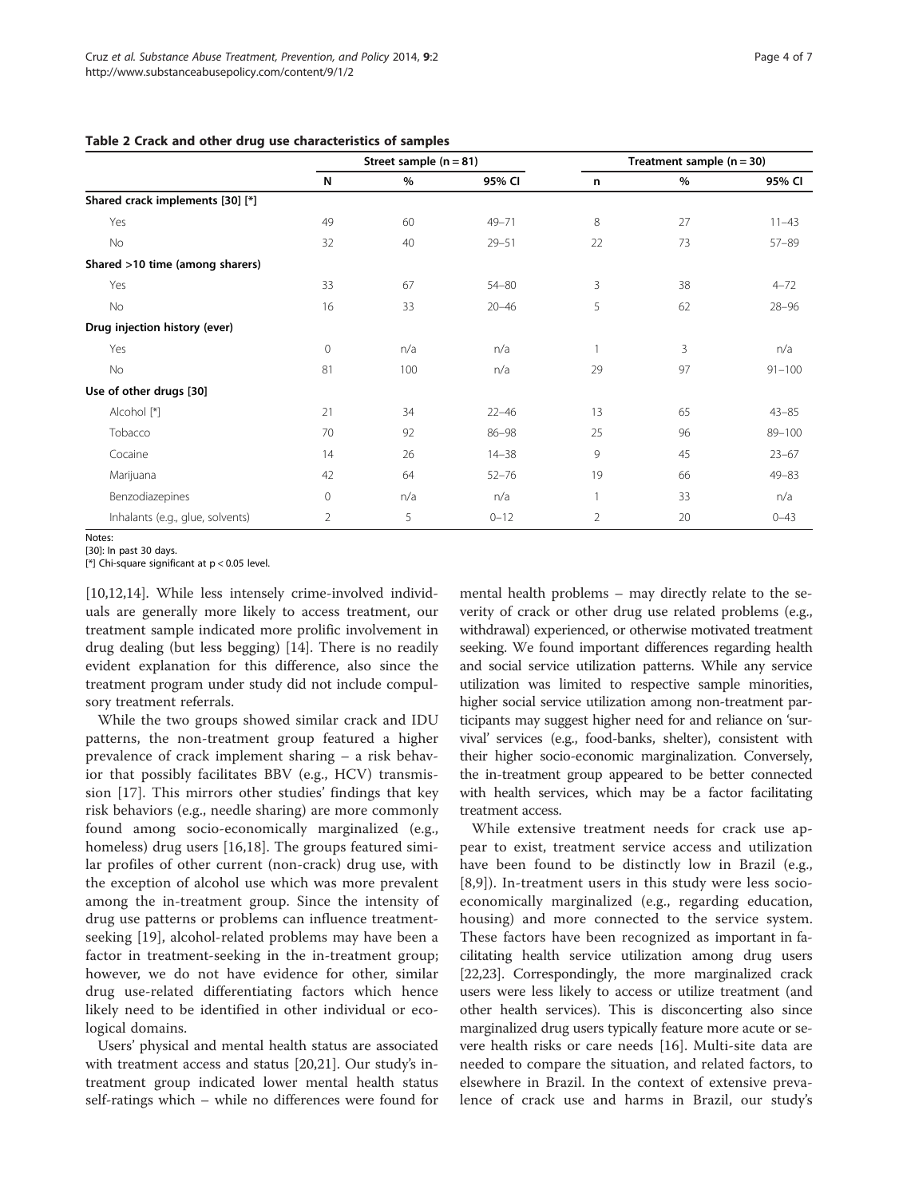**Table 2 Crack and other drug use characteristics of samples**

| | Street sample (n = 81) | | | Treatment sample (n = 30) | | |
|---|---|---|---|---|---|---|
| | N | % | 95% CI | n | % | 95% CI |
| **Shared crack implements [30] [*]** | | | | | | |
| Yes | 49 | 60 | 49–71 | 8 | 27 | 11–43 |
| No | 32 | 40 | 29–51 | 22 | 73 | 57–89 |
| **Shared >10 time (among sharers)** | | | | | | |
| Yes | 33 | 67 | 54–80 | 3 | 38 | 4–72 |
| No | 16 | 33 | 20–46 | 5 | 62 | 28–96 |
| **Drug injection history (ever)** | | | | | | |
| Yes | 0 | n/a | n/a | 1 | 3 | n/a |
| No | 81 | 100 | n/a | 29 | 97 | 91–100 |
| **Use of other drugs [30]** | | | | | | |
| Alcohol [*] | 21 | 34 | 22–46 | 13 | 65 | 43–85 |
| Tobacco | 70 | 92 | 86–98 | 25 | 96 | 89–100 |
| Cocaine | 14 | 26 | 14–38 | 9 | 45 | 23–67 |
| Marijuana | 42 | 64 | 52–76 | 19 | 66 | 49–83 |
| Benzodiazepines | 0 | n/a | n/a | 1 | 33 | n/a |
| Inhalants (e.g., glue, solvents) | 2 | 5 | 0–12 | 2 | 20 | 0–43 |

Notes:
[30]: In past 30 days.
[*] Chi-square significant at $p < 0.05$ level.

[10,12,14]. While less intensely crime-involved individuals are generally more likely to access treatment, our treatment sample indicated more prolific involvement in drug dealing (but less begging) [14]. There is no readily evident explanation for this difference, also since the treatment program under study did not include compulsory treatment referrals.

While the two groups showed similar crack and IDU patterns, the non-treatment group featured a higher prevalence of crack implement sharing – a risk behavior that possibly facilitates BBV (e.g., HCV) transmission [17]. This mirrors other studies' findings that key risk behaviors (e.g., needle sharing) are more commonly found among socio-economically marginalized (e.g., homeless) drug users [16,18]. The groups featured similar profiles of other current (non-crack) drug use, with the exception of alcohol use which was more prevalent among the in-treatment group. Since the intensity of drug use patterns or problems can influence treatment-seeking [19], alcohol-related problems may have been a factor in treatment-seeking in the in-treatment group; however, we do not have evidence for other, similar drug use-related differentiating factors which hence likely need to be identified in other individual or ecological domains.

Users' physical and mental health status are associated with treatment access and status [20,21]. Our study's in-treatment group indicated lower mental health status self-ratings which – while no differences were found for mental health problems – may directly relate to the severity of crack or other drug use related problems (e.g., withdrawal) experienced, or otherwise motivated treatment seeking. We found important differences regarding health and social service utilization patterns. While any service utilization was limited to respective sample minorities, higher social service utilization among non-treatment participants may suggest higher need for and reliance on 'survival' services (e.g., food-banks, shelter), consistent with their higher socio-economic marginalization. Conversely, the in-treatment group appeared to be better connected with health services, which may be a factor facilitating treatment access.

While extensive treatment needs for crack use appear to exist, treatment service access and utilization have been found to be distinctly low in Brazil (e.g., [8,9]). In-treatment users in this study were less socio-economically marginalized (e.g., regarding education, housing) and more connected to the service system. These factors have been recognized as important in facilitating health service utilization among drug users [22,23]. Correspondingly, the more marginalized crack users were less likely to access or utilize treatment (and other health services). This is disconcerting also since marginalized drug users typically feature more acute or severe health risks or care needs [16]. Multi-site data are needed to compare the situation, and related factors, to elsewhere in Brazil. In the context of extensive prevalence of crack use and harms in Brazil, our study's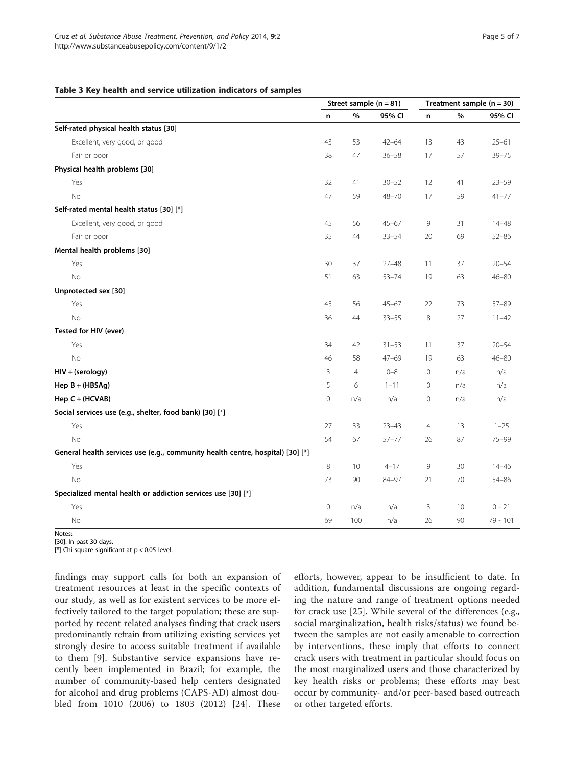**Table 3 Key health and service utilization indicators of samples**

| | Street sample (n = 81) | | | Treatment sample (n = 30) | | |
|---|---|---|---|---|---|---|
| | n | % | 95% CI | n | % | 95% CI |
| **Self-rated physical health status [30]** | | | | | | |
| Excellent, very good, or good | 43 | 53 | 42–64 | 13 | 43 | 25–61 |
| Fair or poor | 38 | 47 | 36–58 | 17 | 57 | 39–75 |
| **Physical health problems [30]** | | | | | | |
| Yes | 32 | 41 | 30–52 | 12 | 41 | 23–59 |
| No | 47 | 59 | 48–70 | 17 | 59 | 41–77 |
| **Self-rated mental health status [30] [*]** | | | | | | |
| Excellent, very good, or good | 45 | 56 | 45–67 | 9 | 31 | 14–48 |
| Fair or poor | 35 | 44 | 33–54 | 20 | 69 | 52–86 |
| **Mental health problems [30]** | | | | | | |
| Yes | 30 | 37 | 27–48 | 11 | 37 | 20–54 |
| No | 51 | 63 | 53–74 | 19 | 63 | 46–80 |
| **Unprotected sex [30]** | | | | | | |
| Yes | 45 | 56 | 45–67 | 22 | 73 | 57–89 |
| No | 36 | 44 | 33–55 | 8 | 27 | 11–42 |
| **Tested for HIV (ever)** | | | | | | |
| Yes | 34 | 42 | 31–53 | 11 | 37 | 20–54 |
| No | 46 | 58 | 47–69 | 19 | 63 | 46–80 |
| **HIV + (serology)** | 3 | 4 | 0–8 | 0 | n/a | n/a |
| **Hep B + (HBSAg)** | 5 | 6 | 1–11 | 0 | n/a | n/a |
| **Hep C + (HCVAB)** | 0 | n/a | n/a | 0 | n/a | n/a |
| **Social services use (e.g., shelter, food bank) [30] [*]** | | | | | | |
| Yes | 27 | 33 | 23–43 | 4 | 13 | 1–25 |
| No | 54 | 67 | 57–77 | 26 | 87 | 75–99 |
| **General health services use (e.g., community health centre, hospital) [30] [*]** | | | | | | |
| Yes | 8 | 10 | 4–17 | 9 | 30 | 14–46 |
| No | 73 | 90 | 84–97 | 21 | 70 | 54–86 |
| **Specialized mental health or addiction services use [30] [*]** | | | | | | |
| Yes | 0 | n/a | n/a | 3 | 10 | 0 - 21 |
| No | 69 | 100 | n/a | 26 | 90 | 79 - 101 |

Notes:
[30]: In past 30 days.
[*] Chi-square significant at $p < 0.05$ level.

findings may support calls for both an expansion of treatment resources at least in the specific contexts of our study, as well as for existent services to be more effectively tailored to the target population; these are supported by recent related analyses finding that crack users predominantly refrain from utilizing existing services yet strongly desire to access suitable treatment if available to them [9]. Substantive service expansions have recently been implemented in Brazil; for example, the number of community-based help centers designated for alcohol and drug problems (CAPS-AD) almost doubled from 1010 (2006) to 1803 (2012) [24]. These efforts, however, appear to be insufficient to date. In addition, fundamental discussions are ongoing regarding the nature and range of treatment options needed for crack use [25]. While several of the differences (e.g., social marginalization, health risks/status) we found between the samples are not easily amenable to correction by interventions, these imply that efforts to connect crack users with treatment in particular should focus on the most marginalized users and those characterized by key health risks or problems; these efforts may best occur by community- and/or peer-based based outreach or other targeted efforts.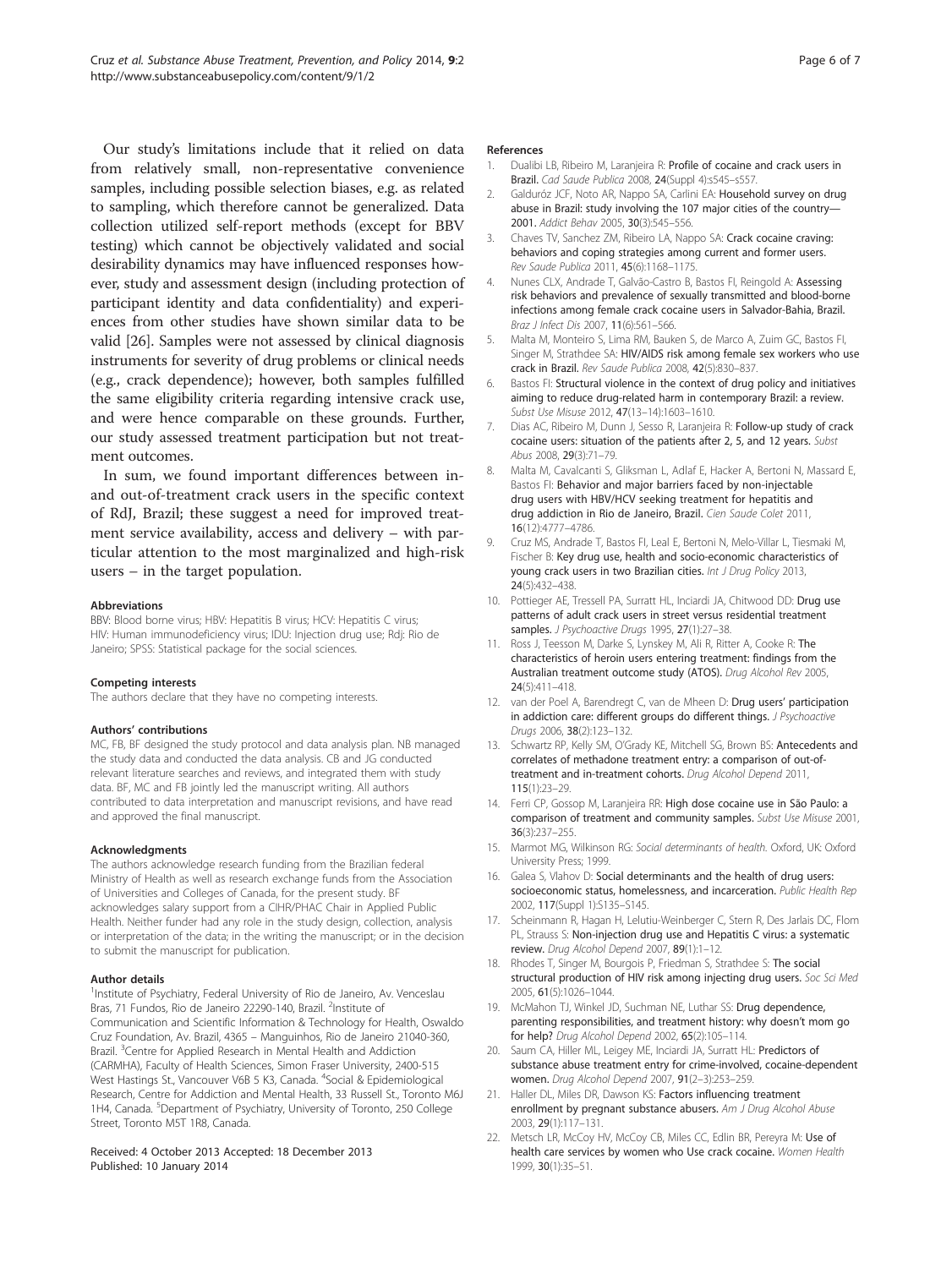Our study's limitations include that it relied on data from relatively small, non-representative convenience samples, including possible selection biases, e.g. as related to sampling, which therefore cannot be generalized. Data collection utilized self-report methods (except for BBV testing) which cannot be objectively validated and social desirability dynamics may have influenced responses however, study and assessment design (including protection of participant identity and data confidentiality) and experiences from other studies have shown similar data to be valid [26]. Samples were not assessed by clinical diagnosis instruments for severity of drug problems or clinical needs (e.g., crack dependence); however, both samples fulfilled the same eligibility criteria regarding intensive crack use, and were hence comparable on these grounds. Further, our study assessed treatment participation but not treatment outcomes.

In sum, we found important differences between in- and out-of-treatment crack users in the specific context of RdJ, Brazil; these suggest a need for improved treatment service availability, access and delivery – with particular attention to the most marginalized and high-risk users – in the target population.

#### Abbreviations

BBV: Blood borne virus; HBV: Hepatitis B virus; HCV: Hepatitis C virus; HIV: Human immunodeficiency virus; IDU: Injection drug use; Rdj: Rio de Janeiro; SPSS: Statistical package for the social sciences.

#### Competing interests

The authors declare that they have no competing interests.

#### Authors' contributions

MC, FB, BF designed the study protocol and data analysis plan. NB managed the study data and conducted the data analysis. CB and JG conducted relevant literature searches and reviews, and integrated them with study data. BF, MC and FB jointly led the manuscript writing. All authors contributed to data interpretation and manuscript revisions, and have read and approved the final manuscript.

#### Acknowledgments

The authors acknowledge research funding from the Brazilian federal Ministry of Health as well as research exchange funds from the Association of Universities and Colleges of Canada, for the present study. BF acknowledges salary support from a CIHR/PHAC Chair in Applied Public Health. Neither funder had any role in the study design, collection, analysis or interpretation of the data; in the writing the manuscript; or in the decision to submit the manuscript for publication.

#### Author details

[1]Institute of Psychiatry, Federal University of Rio de Janeiro, Av. Venceslau Bras, 71 Fundos, Rio de Janeiro 22290-140, Brazil. [2]Institute of Communication and Scientific Information & Technology for Health, Oswaldo Cruz Foundation, Av. Brazil, 4365 – Manguinhos, Rio de Janeiro 21040-360, Brazil. [3]Centre for Applied Research in Mental Health and Addiction (CARMHA), Faculty of Health Sciences, Simon Fraser University, 2400-515 West Hastings St., Vancouver V6B 5 K3, Canada. [4]Social & Epidemiological Research, Centre for Addiction and Mental Health, 33 Russell St., Toronto M6J 1H4, Canada. [5]Department of Psychiatry, University of Toronto, 250 College Street, Toronto M5T 1R8, Canada.

Received: 4 October 2013 Accepted: 18 December 2013
Published: 10 January 2014

#### References

1. Dualibi LB, Ribeiro M, Laranjeira R: **Profile of cocaine and crack users in Brazil.** *Cad Saude Publica* 2008, **24**(Suppl 4):s545–s557.
2. Galduróz JCF, Noto AR, Nappo SA, Carlini EA: **Household survey on drug abuse in Brazil: study involving the 107 major cities of the country—2001.** *Addict Behav* 2005, **30**(3):545–556.
3. Chaves TV, Sanchez ZM, Ribeiro LA, Nappo SA: **Crack cocaine craving: behaviors and coping strategies among current and former users.** *Rev Saude Publica* 2011, **45**(6):1168–1175.
4. Nunes CLX, Andrade T, Galvão-Castro B, Bastos FI, Reingold A: **Assessing risk behaviors and prevalence of sexually transmitted and blood-borne infections among female crack cocaine users in Salvador-Bahia, Brazil.** *Braz J Infect Dis* 2007, **11**(6):561–566.
5. Malta M, Monteiro S, Lima RM, Bauken S, de Marco A, Zuim GC, Bastos FI, Singer M, Strathdee SA: **HIV/AIDS risk among female sex workers who use crack in Brazil.** *Rev Saude Publica* 2008, **42**(5):830–837.
6. Bastos FI: **Structural violence in the context of drug policy and initiatives aiming to reduce drug-related harm in contemporary Brazil: a review.** *Subst Use Misuse* 2012, **47**(13–14):1603–1610.
7. Dias AC, Ribeiro M, Dunn J, Sesso R, Laranjeira R: **Follow-up study of crack cocaine users: situation of the patients after 2, 5, and 12 years.** *Subst Abus* 2008, **29**(3):71–79.
8. Malta M, Cavalcanti S, Gliksman L, Adlaf E, Hacker A, Bertoni N, Massard E, Bastos FI: **Behavior and major barriers faced by non-injectable drug users with HBV/HCV seeking treatment for hepatitis and drug addiction in Rio de Janeiro, Brazil.** *Cien Saude Colet* 2011, **16**(12):4777–4786.
9. Cruz MS, Andrade T, Bastos FI, Leal E, Bertoni N, Melo-Villar L, Tiesmaki M, Fischer B: **Key drug use, health and socio-economic characteristics of young crack users in two Brazilian cities.** *Int J Drug Policy* 2013, **24**(5):432–438.
10. Pottieger AE, Tressell PA, Surratt HL, Inciardi JA, Chitwood DD: **Drug use patterns of adult crack users in street versus residential treatment samples.** *J Psychoactive Drugs* 1995, **27**(1):27–38.
11. Ross J, Teesson M, Darke S, Lynskey M, Ali R, Ritter A, Cooke R: **The characteristics of heroin users entering treatment: findings from the Australian treatment outcome study (ATOS).** *Drug Alcohol Rev* 2005, **24**(5):411–418.
12. van der Poel A, Barendregt C, van de Mheen D: **Drug users' participation in addiction care: different groups do different things.** *J Psychoactive Drugs* 2006, **38**(2):123–132.
13. Schwartz RP, Kelly SM, O'Grady KE, Mitchell SG, Brown BS: **Antecedents and correlates of methadone treatment entry: a comparison of out-of-treatment and in-treatment cohorts.** *Drug Alcohol Depend* 2011, **115**(1):23–29.
14. Ferri CP, Gossop M, Laranjeira RR: **High dose cocaine use in São Paulo: a comparison of treatment and community samples.** *Subst Use Misuse* 2001, **36**(3):237–255.
15. Marmot MG, Wilkinson RG: *Social determinants of health.* Oxford, UK: Oxford University Press; 1999.
16. Galea S, Vlahov D: **Social determinants and the health of drug users: socioeconomic status, homelessness, and incarceration.** *Public Health Rep* 2002, **117**(Suppl 1):S135–S145.
17. Scheinmann R, Hagan H, Lelutiu-Weinberger C, Stern R, Des Jarlais DC, Flom PL, Strauss S: **Non-injection drug use and Hepatitis C virus: a systematic review.** *Drug Alcohol Depend* 2007, **89**(1):1–12.
18. Rhodes T, Singer M, Bourgois P, Friedman S, Strathdee S: **The social structural production of HIV risk among injecting drug users.** *Soc Sci Med* 2005, **61**(5):1026–1044.
19. McMahon TJ, Winkel JD, Suchman NE, Luthar SS: **Drug dependence, parenting responsibilities, and treatment history: why doesn't mom go for help?** *Drug Alcohol Depend* 2002, **65**(2):105–114.
20. Saum CA, Hiller ML, Leigey ME, Inciardi JA, Surratt HL: **Predictors of substance abuse treatment entry for crime-involved, cocaine-dependent women.** *Drug Alcohol Depend* 2007, **91**(2–3):253–259.
21. Haller DL, Miles DR, Dawson KS: **Factors influencing treatment enrollment by pregnant substance abusers.** *Am J Drug Alcohol Abuse* 2003, **29**(1):117–131.
22. Metsch LR, McCoy HV, McCoy CB, Miles CC, Edlin BR, Pereyra M: **Use of health care services by women who Use crack cocaine.** *Women Health* 1999, **30**(1):35–51.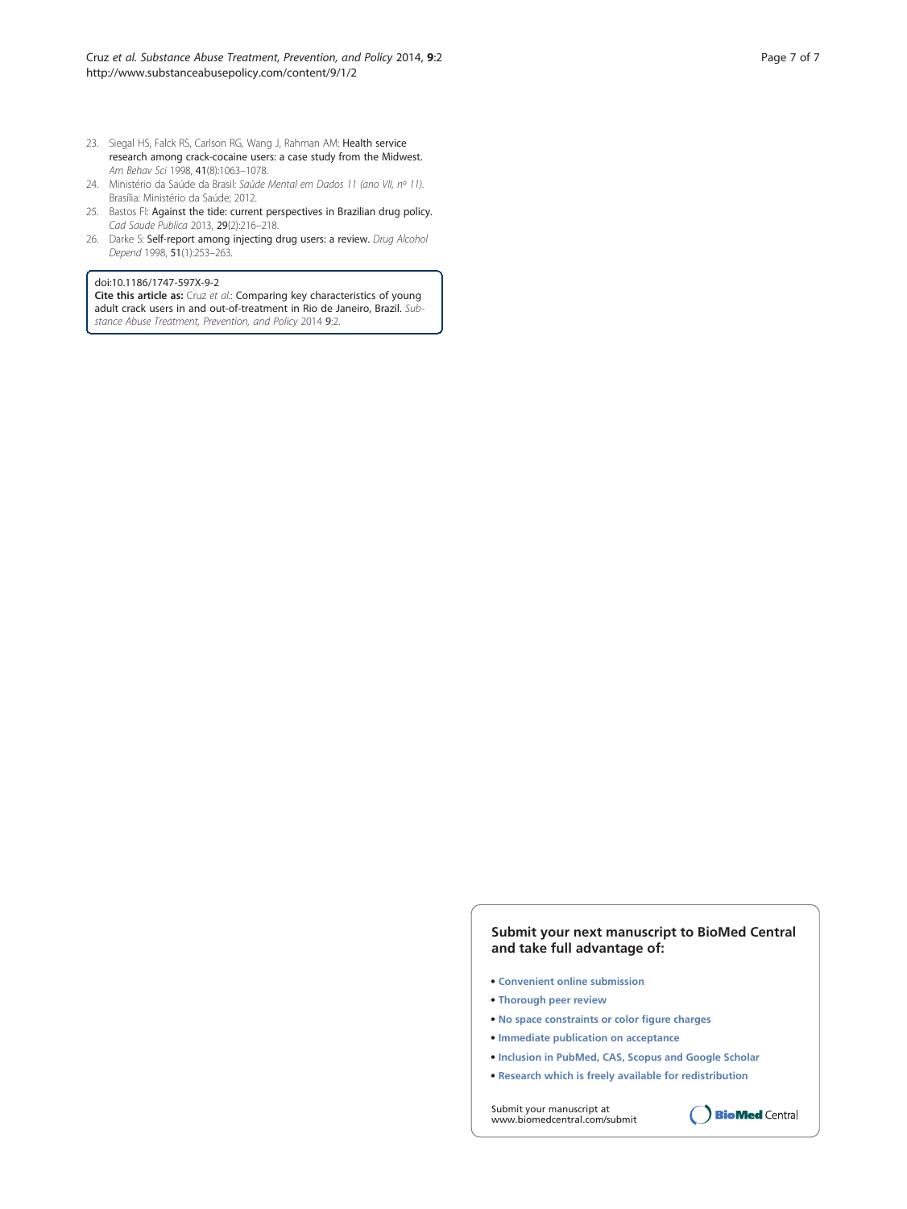23. Siegal HS, Falck RS, Carlson RG, Wang J, Rahman AM: **Health service research among crack-cocaine users: a case study from the Midwest.** *Am Behav Sci* 1998, **41**(8):1063–1078.
24. Ministério da Saúde da Brasil: *Saúde Mental em Dados 11 (ano VII, nº 11).* Brasília: Ministério da Saúde; 2012.
25. Bastos FI: **Against the tide: current perspectives in Brazilian drug policy.** *Cad Saude Publica* 2013, **29**(2):216–218.
26. Darke S: **Self-report among injecting drug users: a review.** *Drug Alcohol Depend* 1998, **51**(1):253–263.

doi:10.1186/1747-597X-9-2

**Cite this article as:** Cruz *et al.*: Comparing key characteristics of young adult crack users in and out-of-treatment in Rio de Janeiro, Brazil. *Substance Abuse Treatment, Prevention, and Policy* 2014 **9**:2.

**Submit your next manuscript to BioMed Central and take full advantage of:**

- **Convenient online submission**
- **Thorough peer review**
- **No space constraints or color figure charges**
- **Immediate publication on acceptance**
- **Inclusion in PubMed, CAS, Scopus and Google Scholar**
- **Research which is freely available for redistribution**

Submit your manuscript at www.biomedcentral.com/submit

BioMed Central